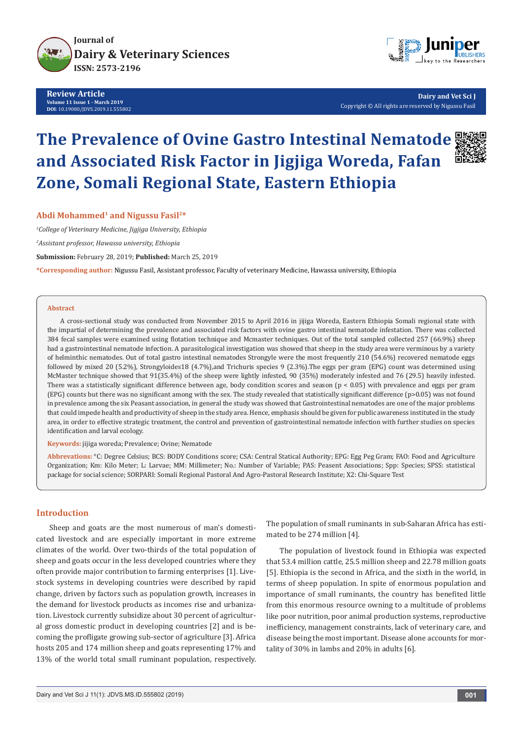Journal of
Dairy & Veterinary Sciences
ISSN: 2573-2196

**Review Article**
**Volume 11 Issue 1 - March 2019**
**DOI:** 10.19080/JDVS.2019.11.555802

**Dairy and Vet Sci J**
Copyright © All rights are reserved by Nigussu Fasil

# The Prevalence of Ovine Gastro Intestinal Nematode and Associated Risk Factor in Jigjiga Woreda, Fafan Zone, Somali Regional State, Eastern Ethiopia

**Abdi Mohammed[1] and Nigussu Fasil[2*]**

[1]*College of Veterinary Medicine, Jigjiga University, Ethiopia*

[2]*Assistant professor, Hawassa university, Ethiopia*

**Submission:** February 28, 2019; **Published:** March 25, 2019

***Corresponding author:** Nigussu Fasil, Assistant professor, Faculty of veterinary Medicine, Hawassa university, Ethiopia

### Abstract

A cross-sectional study was conducted from November 2015 to April 2016 in jijiga Woreda, Eastern Ethiopia Somali regional state with the impartial of determining the prevalence and associated risk factors with ovine gastro intestinal nematode infestation. There was collected 384 fecal samples were examined using flotation technique and Mcmaster techniques. Out of the total sampled collected 257 (66.9%) sheep had a gastrointestinal nematode infection. A parasitological investigation was showed that sheep in the study area were verminous by a variety of helminthic nematodes. Out of total gastro intestinal nematodes Strongyle were the most frequently 210 (54.6%) recovered nematode eggs followed by mixed 20 (5.2%), Strongyloides18 (4.7%),and Trichuris species 9 (2.3%).The eggs per gram (EPG) count was determined using McMaster technique showed that 91(35.4%) of the sheep were lightly infested, 90 (35%) moderately infested and 76 (29.5) heavily infested. There was a statistically significant difference between age, body condition scores and season ($p < 0.05$) with prevalence and eggs per gram (EPG) counts but there was no significant among with the sex. The study revealed that statistically significant difference ($p>0.05$) was not found in prevalence among the six Peasant association, in general the study was showed that Gastrointestinal nematodes are one of the major problems that could impede health and productivity of sheep in the study area. Hence, emphasis should be given for public awareness instituted in the study area, in order to effective strategic treatment, the control and prevention of gastrointestinal nematode infection with further studies on species identification and larval ecology.

**Keywords:** jijiga woreda; Prevalence; Ovine; Nematode

**Abbrevations:** °C: Degree Celsius; BCS: BODY Conditions score; CSA: Central Statical Authority; EPG: Egg Peg Gram; FAO: Food and Agriculture Organization; Km: Kilo Meter; L: Larvae; MM: Millimeter; No.: Number of Variable; PAS: Peasent Associations; Spp: Species; SPSS: statistical package for social science; SORPARI: Somali Regional Pastoral And Agro-Pastoral Research Institute; X2: Chi-Square Test

## Introduction

Sheep and goats are the most numerous of man's domesticated livestock and are especially important in more extreme climates of the world. Over two-thirds of the total population of sheep and goats occur in the less developed countries where they often provide major contribution to farming enterprises [1]. Livestock systems in developing countries were described by rapid change, driven by factors such as population growth, increases in the demand for livestock products as incomes rise and urbanization. Livestock currently subsidize about 30 percent of agricultural gross domestic product in developing countries [2] and is becoming the profligate growing sub-sector of agriculture [3]. Africa hosts 205 and 174 million sheep and goats representing 17% and 13% of the world total small ruminant population, respectively. The population of small ruminants in sub-Saharan Africa has estimated to be 274 million [4].

The population of livestock found in Ethiopia was expected that 53.4 million cattle, 25.5 million sheep and 22.78 million goats [5]. Ethiopia is the second in Africa, and the sixth in the world, in terms of sheep population. In spite of enormous population and importance of small ruminants, the country has benefited little from this enormous resource owning to a multitude of problems like poor nutrition, poor animal production systems, reproductive inefficiency, management constraints, lack of veterinary care, and disease being the most important. Disease alone accounts for mortality of 30% in lambs and 20% in adults [6].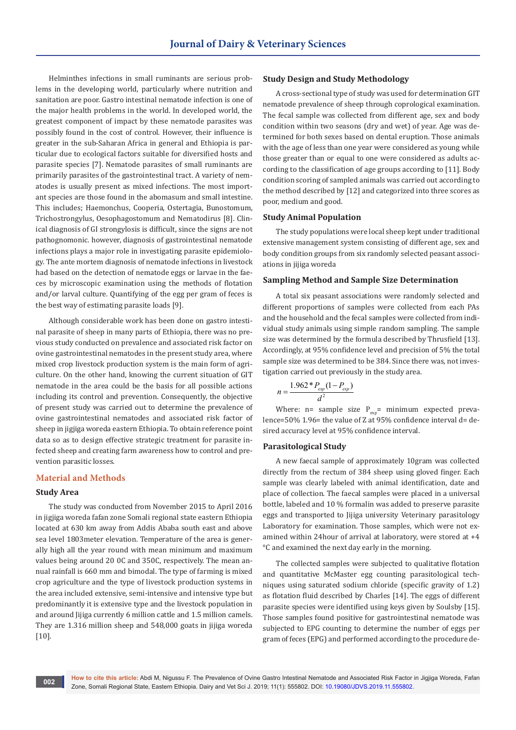Helminthes infections in small ruminants are serious problems in the developing world, particularly where nutrition and sanitation are poor. Gastro intestinal nematode infection is one of the major health problems in the world. In developed world, the greatest component of impact by these nematode parasites was possibly found in the cost of control. However, their influence is greater in the sub-Saharan Africa in general and Ethiopia is particular due to ecological factors suitable for diversified hosts and parasite species [7]. Nematode parasites of small ruminants are primarily parasites of the gastrointestinal tract. A variety of nematodes is usually present as mixed infections. The most important species are those found in the abomasum and small intestine. This includes; Haemonchus, Cooperia, Ostertagia, Bunostomum, Trichostrongylus, Oesophagostomum and Nematodirus [8]. Clinical diagnosis of GI strongylosis is difficult, since the signs are not pathognomonic. however, diagnosis of gastrointestinal nematode infections plays a major role in investigating parasite epidemiology. The ante mortem diagnosis of nematode infections in livestock had based on the detection of nematode eggs or larvae in the faeces by microscopic examination using the methods of flotation and/or larval culture. Quantifying of the egg per gram of feces is the best way of estimating parasite loads [9].

Although considerable work has been done on gastro intestinal parasite of sheep in many parts of Ethiopia, there was no previous study conducted on prevalence and associated risk factor on ovine gastrointestinal nematodes in the present study area, where mixed crop livestock production system is the main form of agriculture. On the other hand, knowing the current situation of GIT nematode in the area could be the basis for all possible actions including its control and prevention. Consequently, the objective of present study was carried out to determine the prevalence of ovine gastrointestinal nematodes and associated risk factor of sheep in jigjiga woreda eastern Ethiopia. To obtain reference point data so as to design effective strategic treatment for parasite infected sheep and creating farm awareness how to control and prevention parasitic losses.

## Material and Methods

### Study Area

The study was conducted from November 2015 to April 2016 in jigjiga woreda fafan zone Somali regional state eastern Ethiopia located at 630 km away from Addis Ababa south east and above sea level 1803meter elevation. Temperature of the area is generally high all the year round with mean minimum and maximum values being around 20 0C and 350C, respectively. The mean annual rainfall is 660 mm and bimodal. The type of farming is mixed crop agriculture and the type of livestock production systems in the area included extensive, semi-intensive and intensive type but predominantly it is extensive type and the livestock population in and around Jijiga currently 6 million cattle and 1.5 million camels. They are 1.316 million sheep and 548,000 goats in jijiga woreda [10].

### Study Design and Study Methodology

A cross-sectional type of study was used for determination GIT nematode prevalence of sheep through coprological examination. The fecal sample was collected from different age, sex and body condition within two seasons (dry and wet) of year. Age was determined for both sexes based on dental eruption. Those animals with the age of less than one year were considered as young while those greater than or equal to one were considered as adults according to the classification of age groups according to [11]. Body condition scoring of sampled animals was carried out according to the method described by [12] and categorized into three scores as poor, medium and good.

### Study Animal Population

The study populations were local sheep kept under traditional extensive management system consisting of different age, sex and body condition groups from six randomly selected peasant associations in jijiga woreda

### Sampling Method and Sample Size Determination

A total six peasant associations were randomly selected and different proportions of samples were collected from each PAs and the household and the fecal samples were collected from individual study animals using simple random sampling. The sample size was determined by the formula described by Thrusfield [13]. Accordingly, at 95% confidence level and precision of 5% the total sample size was determined to be 384. Since there was, not investigation carried out previously in the study area.

$$n = \frac{1.962 * P_{exp}(1 - P_{exp})}{d^2}$$

Where: n= sample size $P_{exp}$= minimum expected prevalence=50% 1.96= the value of Z at 95% confidence interval d= desired accuracy level at 95% confidence interval.

### Parasitological Study

A new faecal sample of approximately 10gram was collected directly from the rectum of 384 sheep using gloved finger. Each sample was clearly labeled with animal identification, date and place of collection. The faecal samples were placed in a universal bottle, labeled and 10 % formalin was added to preserve parasite eggs and transported to Jijiga university Veterinary parasitology Laboratory for examination. Those samples, which were not examined within 24hour of arrival at laboratory, were stored at +4 °C and examined the next day early in the morning.

The collected samples were subjected to qualitative flotation and quantitative McMaster egg counting parasitological techniques using saturated sodium chloride (specific gravity of 1.2) as flotation fluid described by Charles [14]. The eggs of different parasite species were identified using keys given by Soulsby [15]. Those samples found positive for gastrointestinal nematode was subjected to EPG counting to determine the number of eggs per gram of feces (EPG) and performed according to the procedure de-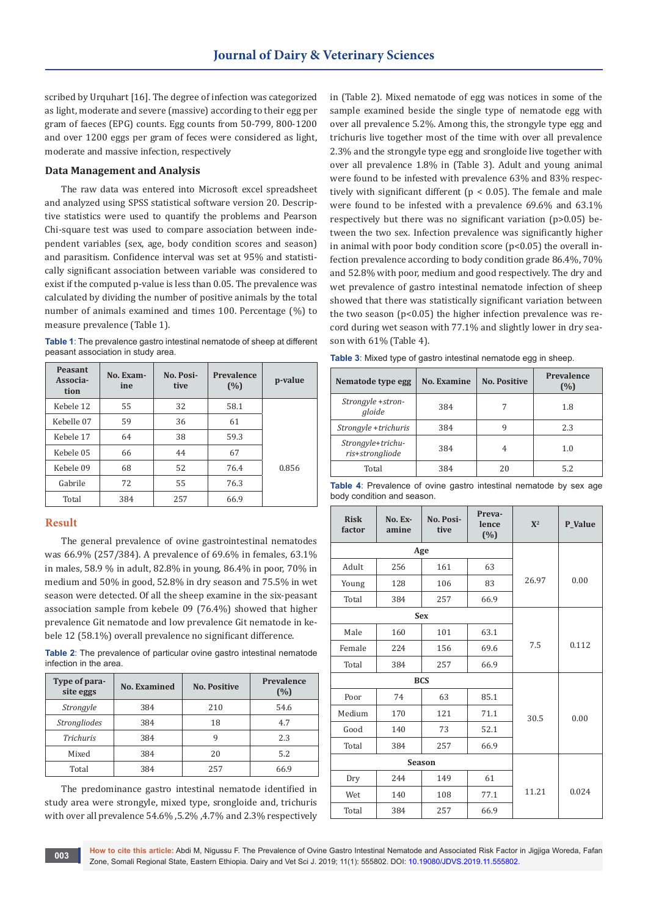scribed by Urquhart [16]. The degree of infection was categorized as light, moderate and severe (massive) according to their egg per gram of faeces (EPG) counts. Egg counts from 50-799, 800-1200 and over 1200 eggs per gram of feces were considered as light, moderate and massive infection, respectively

### Data Management and Analysis

The raw data was entered into Microsoft excel spreadsheet and analyzed using SPSS statistical software version 20. Descriptive statistics were used to quantify the problems and Pearson Chi-square test was used to compare association between independent variables (sex, age, body condition scores and season) and parasitism. Confidence interval was set at 95% and statistically significant association between variable was considered to exist if the computed p-value is less than 0.05. The prevalence was calculated by dividing the number of positive animals by the total number of animals examined and times 100. Percentage (%) to measure prevalence (Table 1).

**Table 1**: The prevalence gastro intestinal nematode of sheep at different peasant association in study area.

| Peasant Association | No. Examine | No. Positive | Prevalence (%) | p-value |
|---|---|---|---|---|
| Kebele 12 | 55 | 32 | 58.1 | 0.856 |
| Kebelle 07 | 59 | 36 | 61 | |
| Kebele 17 | 64 | 38 | 59.3 | |
| Kebele 05 | 66 | 44 | 67 | |
| Kebele 09 | 68 | 52 | 76.4 | |
| Gabrile | 72 | 55 | 76.3 | |
| Total | 384 | 257 | 66.9 | |

## Result

The general prevalence of ovine gastrointestinal nematodes was 66.9% (257/384). A prevalence of 69.6% in females, 63.1% in males, 58.9 % in adult, 82.8% in young, 86.4% in poor, 70% in medium and 50% in good, 52.8% in dry season and 75.5% in wet season were detected. Of all the sheep examine in the six-peasant association sample from kebele 09 (76.4%) showed that higher prevalence Git nematode and low prevalence Git nematode in kebele 12 (58.1%) overall prevalence no significant difference.

**Table 2**: The prevalence of particular ovine gastro intestinal nematode infection in the area.

| Type of parasite eggs | No. Examined | No. Positive | Prevalence (%) |
|---|---|---|---|
| *Strongyle* | 384 | 210 | 54.6 |
| *Strongliodes* | 384 | 18 | 4.7 |
| *Trichuris* | 384 | 9 | 2.3 |
| Mixed | 384 | 20 | 5.2 |
| Total | 384 | 257 | 66.9 |

The predominance gastro intestinal nematode identified in study area were strongyle, mixed type, srongloide and, trichuris with over all prevalence 54.6% ,5.2% ,4.7% and 2.3% respectively in (Table 2). Mixed nematode of egg was notices in some of the sample examined beside the single type of nematode egg with over all prevalence 5.2%. Among this, the strongyle type egg and trichuris live together most of the time with over all prevalence 2.3% and the strongyle type egg and srongloide live together with over all prevalence 1.8% in (Table 3). Adult and young animal were found to be infested with prevalence 63% and 83% respectively with significant different ($p < 0.05$). The female and male were found to be infested with a prevalence 69.6% and 63.1% respectively but there was no significant variation ($p>0.05$) between the two sex. Infection prevalence was significantly higher in animal with poor body condition score ($p<0.05$) the overall infection prevalence according to body condition grade 86.4%, 70% and 52.8% with poor, medium and good respectively. The dry and wet prevalence of gastro intestinal nematode infection of sheep showed that there was statistically significant variation between the two season ($p<0.05$) the higher infection prevalence was record during wet season with 77.1% and slightly lower in dry season with 61% (Table 4).

**Table 3**: Mixed type of gastro intestinal nematode egg in sheep.

| Nematode type egg | No. Examine | No. Positive | Prevalence (%) |
|---|---|---|---|
| *Strongyle +strongloide* | 384 | 7 | 1.8 |
| *Strongyle +trichuris* | 384 | 9 | 2.3 |
| *Strongyle+trichuris+strongliode* | 384 | 4 | 1.0 |
| Total | 384 | 20 | 5.2 |

**Table 4**: Prevalence of ovine gastro intestinal nematode by sex age body condition and season.

| Risk factor | No. Examine | No. Positive | Prevalence (%) | $X^2$ | P_Value |
|---|---|---|---|---|---|
| **Age** | | | | 26.97 | 0.00 |
| Adult | 256 | 161 | 63 | | |
| Young | 128 | 106 | 83 | | |
| Total | 384 | 257 | 66.9 | | |
| **Sex** | | | | 7.5 | 0.112 |
| Male | 160 | 101 | 63.1 | | |
| Female | 224 | 156 | 69.6 | | |
| Total | 384 | 257 | 66.9 | | |
| **BCS** | | | | 30.5 | 0.00 |
| Poor | 74 | 63 | 85.1 | | |
| Medium | 170 | 121 | 71.1 | | |
| Good | 140 | 73 | 52.1 | | |
| Total | 384 | 257 | 66.9 | | |
| **Season** | | | | 11.21 | 0.024 |
| Dry | 244 | 149 | 61 | | |
| Wet | 140 | 108 | 77.1 | | |
| Total | 384 | 257 | 66.9 | | |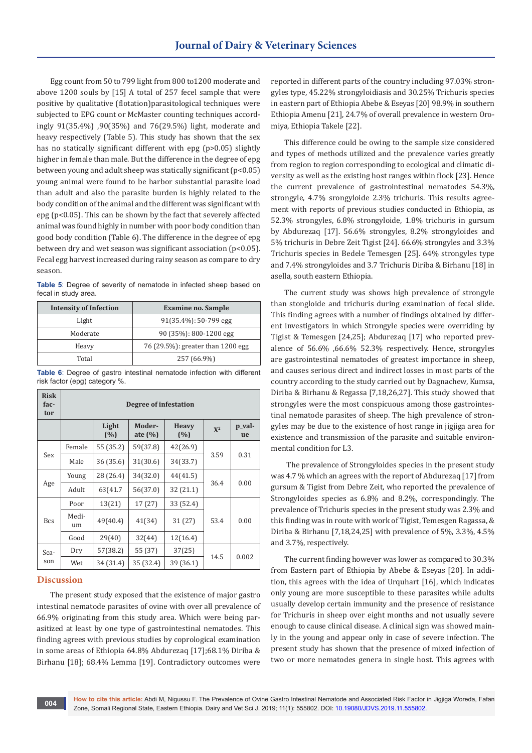Egg count from 50 to 799 light from 800 to1200 moderate and above 1200 souls by [15] A total of 257 fecel sample that were positive by qualitative (flotation)parasitological techniques were subjected to EPG count or McMaster counting techniques accordingly 91(35.4%) ,90(35%) and 76(29.5%) light, moderate and heavy respectively (Table 5). This study has shown that the sex has no statically significant different with epg (p>0.05) slightly higher in female than male. But the difference in the degree of epg between young and adult sheep was statically significant (p<0.05) young animal were found to be harbor substantial parasite load than adult and also the parasite burden is highly related to the body condition of the animal and the different was significant with epg (p<0.05). This can be shown by the fact that severely affected animal was found highly in number with poor body condition than good body condition (Table 6). The difference in the degree of epg between dry and wet season was significant association (p<0.05). Fecal egg harvest increased during rainy season as compare to dry season.

**Table 5**: Degree of severity of nematode in infected sheep based on fecal in study area.

| Intensity of Infection | Examine no. Sample |
|---|---|
| Light | 91(35.4%): 50-799 egg |
| Moderate | 90 (35%): 800-1200 egg |
| Heavy | 76 (29.5%): greater than 1200 egg |
| Total | 257 (66.9%) |

**Table 6**: Degree of gastro intestinal nematode infection with different risk factor (epg) category %.

| Risk factor | Degree of infestation | | | | | |
|---|---|---|---|---|---|---|
| | | Light (%) | Moderate (%) | Heavy (%) | $X^2$ | p_value |
| Sex | Female | 55 (35.2) | 59(37.8) | 42(26.9) | 3.59 | 0.31 |
| | Male | 36 (35.6) | 31(30.6) | 34(33.7) | | |
| Age | Young | 28 (26.4) | 34(32.0) | 44(41.5) | 36.4 | 0.00 |
| | Adult | 63(41.7 | 56(37.0) | 32 (21.1) | | |
| Bcs | Poor | 13(21) | 17 (27) | 33 (52.4) | 53.4 | 0.00 |
| | Medium | 49(40.4) | 41(34) | 31 (27) | | |
| | Good | 29(40) | 32(44) | 12(16.4) | | |
| Season | Dry | 57(38.2) | 55 (37) | 37(25) | 14.5 | 0.002 |
| | Wet | 34 (31.4) | 35 (32.4) | 39 (36.1) | | |

## Discussion

The present study exposed that the existence of major gastro intestinal nematode parasites of ovine with over all prevalence of 66.9% originating from this study area. Which were being parasitized at least by one type of gastrointestinal nematodes. This finding agrees with previous studies by coprological examination in some areas of Ethiopia 64.8% Abdurezaq [17];68.1% Diriba & Birhanu [18]; 68.4% Lemma [19]. Contradictory outcomes were reported in different parts of the country including 97.03% strongyles type, 45.22% strongyloidiasis and 30.25% Trichuris species in eastern part of Ethiopia Abebe & Eseyas [20] 98.9% in southern Ethiopia Amenu [21], 24.7% of overall prevalence in western Oromiya, Ethiopia Takele [22].

This difference could be owing to the sample size considered and types of methods utilized and the prevalence varies greatly from region to region corresponding to ecological and climatic diversity as well as the existing host ranges within flock [23]. Hence the current prevalence of gastrointestinal nematodes 54.3%, strongyle, 4.7% srongyloide 2.3% trichuris. This results agreement with reports of previous studies conducted in Ethiopia, as 52.3% strongyles, 6.8% strongyloide, 1.8% trichuris in gursum by Abdurezaq [17]. 56.6% strongyles, 8.2% strongyloides and 5% trichuris in Debre Zeit Tigist [24]. 66.6% strongyles and 3.3% Trichuris species in Bedele Temesgen [25]. 64% strongyles type and 7.4% strongyloides and 3.7 Trichuris Diriba & Birhanu [18] in asella, south eastern Ethiopia.

The current study was shows high prevalence of strongyle than stongloide and trichuris during examination of fecal slide. This finding agrees with a number of findings obtained by different investigators in which Strongyle species were overriding by Tigist & Temesgen [24,25]; Abdurezaq [17] who reported prevalence of 56.6% ,66.6% 52.3% respectively. Hence, strongyles are gastrointestinal nematodes of greatest importance in sheep, and causes serious direct and indirect losses in most parts of the country according to the study carried out by Dagnachew, Kumsa, Diriba & Birhanu & Regassa [7,18,26,27]. This study showed that strongyles were the most conspicuous among those gastrointestinal nematode parasites of sheep. The high prevalence of strongyles may be due to the existence of host range in jigjiga area for existence and transmission of the parasite and suitable environmental condition for L3.

The prevalence of Strongyloides species in the present study was 4.7 % which an agrees with the report of Abdurezaq [17] from gursum & Tigist from Debre Zeit, who reported the prevalence of Strongyloides species as 6.8% and 8.2%, correspondingly. The prevalence of Trichuris species in the present study was 2.3% and this finding was in route with work of Tigist, Temesgen Ragassa, & Diriba & Birhanu [7,18,24,25] with prevalence of 5%, 3.3%, 4.5% and 3.7%, respectively.

The current finding however was lower as compared to 30.3% from Eastern part of Ethiopia by Abebe & Eseyas [20]. In addition, this agrees with the idea of Urquhart [16], which indicates only young are more susceptible to these parasites while adults usually develop certain immunity and the presence of resistance for Trichuris in sheep over eight months and not usually severe enough to cause clinical disease. A clinical sign was showed mainly in the young and appear only in case of severe infection. The present study has shown that the presence of mixed infection of two or more nematodes genera in single host. This agrees with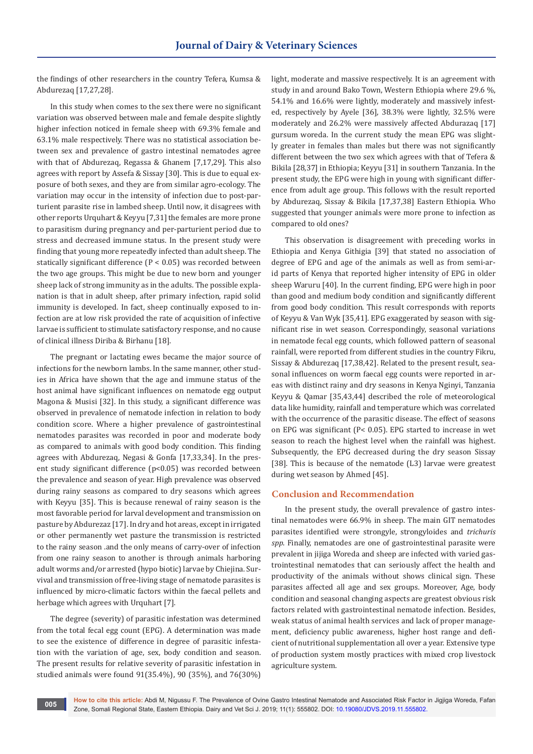the findings of other researchers in the country Tefera, Kumsa & Abdurezaq [17,27,28].

In this study when comes to the sex there were no significant variation was observed between male and female despite slightly higher infection noticed in female sheep with 69.3% female and 63.1% male respectively. There was no statistical association between sex and prevalence of gastro intestinal nematodes agree with that of Abdurezaq, Regassa & Ghanem [7,17,29]. This also agrees with report by Assefa & Sissay [30]. This is due to equal exposure of both sexes, and they are from similar agro-ecology. The variation may occur in the intensity of infection due to post-parturient parasite rise in lambed sheep. Until now, it disagrees with other reports Urquhart & Keyyu [7,31] the females are more prone to parasitism during pregnancy and per-parturient period due to stress and decreased immune status. In the present study were finding that young more repeatedly infected than adult sheep. The statically significant difference ($P < 0.05$) was recorded between the two age groups. This might be due to new born and younger sheep lack of strong immunity as in the adults. The possible explanation is that in adult sheep, after primary infection, rapid solid immunity is developed. In fact, sheep continually exposed to infection are at low risk provided the rate of acquisition of infective larvae is sufficient to stimulate satisfactory response, and no cause of clinical illness Diriba & Birhanu [18].

The pregnant or lactating ewes became the major source of infections for the newborn lambs. In the same manner, other studies in Africa have shown that the age and immune status of the host animal have significant influences on nematode egg output Magona & Musisi [32]. In this study, a significant difference was observed in prevalence of nematode infection in relation to body condition score. Where a higher prevalence of gastrointestinal nematodes parasites was recorded in poor and moderate body as compared to animals with good body condition. This finding agrees with Abdurezaq, Negasi & Gonfa [17,33,34]. In the present study significant difference ($p<0.05$) was recorded between the prevalence and season of year. High prevalence was observed during rainy seasons as compared to dry seasons which agrees with Keyyu [35]. This is because renewal of rainy season is the most favorable period for larval development and transmission on pasture by Abdurezaz [17]. In dry and hot areas, except in irrigated or other permanently wet pasture the transmission is restricted to the rainy season .and the only means of carry-over of infection from one rainy season to another is through animals harboring adult worms and/or arrested (hypo biotic) larvae by Chiejina. Survival and transmission of free-living stage of nematode parasites is influenced by micro-climatic factors within the faecal pellets and herbage which agrees with Urquhart [7].

The degree (severity) of parasitic infestation was determined from the total fecal egg count (EPG). A determination was made to see the existence of difference in degree of parasitic infestation with the variation of age, sex, body condition and season. The present results for relative severity of parasitic infestation in studied animals were found 91(35.4%), 90 (35%), and 76(30%) light, moderate and massive respectively. It is an agreement with study in and around Bako Town, Western Ethiopia where 29.6 %, 54.1% and 16.6% were lightly, moderately and massively infested, respectively by Ayele [36], 38.3% were lightly, 32.5% were moderately and 26.2% were massively affected Abdurazaq [17] gursum woreda. In the current study the mean EPG was slightly greater in females than males but there was not significantly different between the two sex which agrees with that of Tefera & Bikila [28,37] in Ethiopia; Keyyu [31] in southern Tanzania. In the present study, the EPG were high in young with significant difference from adult age group. This follows with the result reported by Abdurezaq, Sissay & Bikila [17,37,38] Eastern Ethiopia. Who suggested that younger animals were more prone to infection as compared to old ones?

This observation is disagreement with preceding works in Ethiopia and Kenya Githigia [39] that stated no association of degree of EPG and age of the animals as well as from semi-arid parts of Kenya that reported higher intensity of EPG in older sheep Waruru [40]. In the current finding, EPG were high in poor than good and medium body condition and significantly different from good body condition. This result corresponds with reports of Keyyu & Van Wyk [35,41]. EPG exaggerated by season with significant rise in wet season. Correspondingly, seasonal variations in nematode fecal egg counts, which followed pattern of seasonal rainfall, were reported from different studies in the country Fikru, Sissay & Abdurezaq [17,38,42]. Related to the present result, seasonal influences on worm faecal egg counts were reported in areas with distinct rainy and dry seasons in Kenya Nginyi, Tanzania Keyyu & Qamar [35,43,44] described the role of meteorological data like humidity, rainfall and temperature which was correlated with the occurrence of the parasitic disease. The effect of seasons on EPG was significant ($P< 0.05$). EPG started to increase in wet season to reach the highest level when the rainfall was highest. Subsequently, the EPG decreased during the dry season Sissay [38]. This is because of the nematode (L3) larvae were greatest during wet season by Ahmed [45].

## Conclusion and Recommendation

In the present study, the overall prevalence of gastro intestinal nematodes were 66.9% in sheep. The main GIT nematodes parasites identified were strongyle, strongyloides and *trichuris spp*. Finally, nematodes are one of gastrointestinal parasite were prevalent in jijiga Woreda and sheep are infected with varied gastrointestinal nematodes that can seriously affect the health and productivity of the animals without shows clinical sign. These parasites affected all age and sex groups. Moreover, Age, body condition and seasonal changing aspects are greatest obvious risk factors related with gastrointestinal nematode infection. Besides, weak status of animal health services and lack of proper management, deficiency public awareness, higher host range and deficient of nutritional supplementation all over a year. Extensive type of production system mostly practices with mixed crop livestock agriculture system.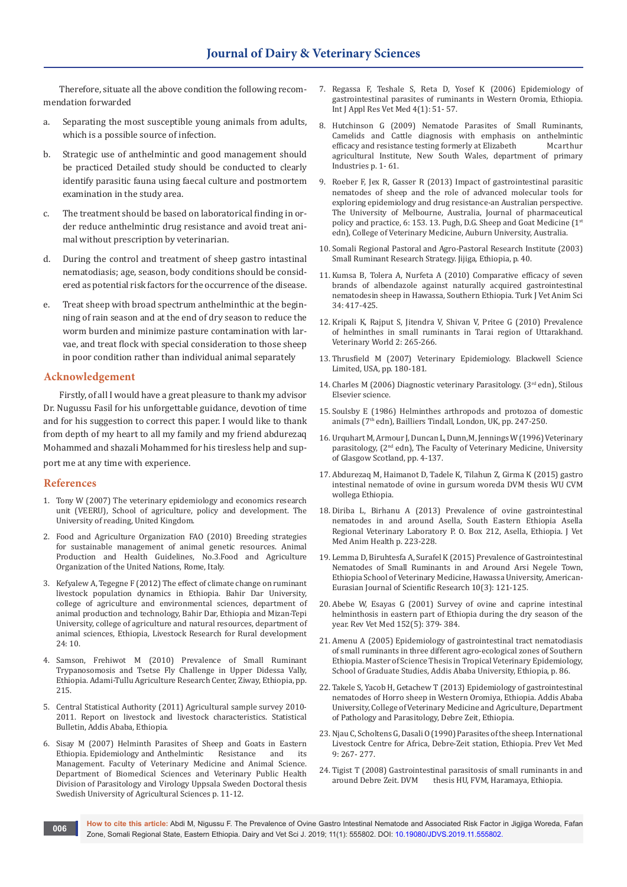Therefore, situate all the above condition the following recommendation forwarded

a. Separating the most susceptible young animals from adults, which is a possible source of infection.

b. Strategic use of anthelmintic and good management should be practiced Detailed study should be conducted to clearly identify parasitic fauna using faecal culture and postmortem examination in the study area.

c. The treatment should be based on laboratorical finding in order reduce anthelmintic drug resistance and avoid treat animal without prescription by veterinarian.

d. During the control and treatment of sheep gastro intastinal nematodiasis; age, season, body conditions should be considered as potential risk factors for the occurrence of the disease.

e. Treat sheep with broad spectrum anthelminthic at the beginning of rain season and at the end of dry season to reduce the worm burden and minimize pasture contamination with larvae, and treat flock with special consideration to those sheep in poor condition rather than individual animal separately

## Acknowledgement

Firstly, of all I would have a great pleasure to thank my advisor Dr. Nugussu Fasil for his unforgettable guidance, devotion of time and for his suggestion to correct this paper. I would like to thank from depth of my heart to all my family and my friend abdurezaq Mohammed and shazali Mohammed for his tireless help and support me at any time with experience.

## References

1. Tony W (2007) The veterinary epidemiology and economics research unit (VEERU), School of agriculture, policy and development. The University of reading, United Kingdom.
2. Food and Agriculture Organization FAO (2010) Breeding strategies for sustainable management of animal genetic resources. Animal Production and Health Guidelines, No.3.Food and Agriculture Organization of the United Nations, Rome, Italy.
3. Kefyalew A, Tegegne F (2012) The effect of climate change on ruminant livestock population dynamics in Ethiopia. Bahir Dar University, college of agriculture and environmental sciences, department of animal production and technology, Bahir Dar, Ethiopia and Mizan-Tepi University, college of agriculture and natural resources, department of animal sciences, Ethiopia, Livestock Research for Rural development 24: 10.
4. Samson, Frehiwot M (2010) Prevalence of Small Ruminant Trypanosomosis and Tsetse Fly Challenge in Upper Didessa Vally, Ethiopia. Adami-Tullu Agriculture Research Center, Ziway, Ethiopia, pp. 215.
5. Central Statistical Authority (2011) Agricultural sample survey 2010-2011. Report on livestock and livestock characteristics. Statistical Bulletin, Addis Ababa, Ethiopia.
6. Sisay M (2007) Helminth Parasites of Sheep and Goats in Eastern Ethiopia. Epidemiology and Anthelmintic Resistance and its Management. Faculty of Veterinary Medicine and Animal Science. Department of Biomedical Sciences and Veterinary Public Health Division of Parasitology and Virology Uppsala Sweden Doctoral thesis Swedish University of Agricultural Sciences p. 11-12.
7. Regassa F, Teshale S, Reta D, Yosef K (2006) Epidemiology of gastrointestinal parasites of ruminants in Western Oromia, Ethiopia. Int J Appl Res Vet Med 4(1): 51- 57.
8. Hutchinson G (2009) Nematode Parasites of Small Ruminants, Camelids and Cattle diagnosis with emphasis on anthelmintic efficacy and resistance testing formerly at Elizabeth Mcarthur agricultural Institute, New South Wales, department of primary Industries p. 1- 61.
9. Roeber F, Jex R, Gasser R (2013) Impact of gastrointestinal parasitic nematodes of sheep and the role of advanced molecular tools for exploring epidemiology and drug resistance-an Australian perspective. The University of Melbourne, Australia, Journal of pharmaceutical policy and practice, 6: 153. 13. Pugh, D.G. Sheep and Goat Medicine (1st edn), College of Veterinary Medicine, Auburn University, Australia.
10. Somali Regional Pastoral and Agro-Pastoral Research Institute (2003) Small Ruminant Research Strategy. Jijiga, Ethiopia, p. 40.
11. Kumsa B, Tolera A, Nurfeta A (2010) Comparative efficacy of seven brands of albendazole against naturally acquired gastrointestinal nematodesin sheep in Hawassa, Southern Ethiopia. Turk J Vet Anim Sci 34: 417-425.
12. Kripali K, Rajput S, Jitendra V, Shivan V, Pritee G (2010) Prevalence of helminthes in small ruminants in Tarai region of Uttarakhand. Veterinary World 2: 265-266.
13. Thrusfield M (2007) Veterinary Epidemiology. Blackwell Science Limited, USA, pp. 180-181.
14. Charles M (2006) Diagnostic veterinary Parasitology. (3rd edn), Stilous Elsevier science.
15. Soulsby E (1986) Helminthes arthropods and protozoa of domestic animals (7th edn), Bailliers Tindall, London, UK, pp. 247-250.
16. Urquhart M, Armour J, Duncan L, Dunn,M, Jennings W (1996) Veterinary parasitology, (2nd edn), The Faculty of Veterinary Medicine, University of Glasgow Scotland, pp. 4-137.
17. Abdurezaq M, Haimanot D, Tadele K, Tilahun Z, Girma K (2015) gastro intestinal nematode of ovine in gursum woreda DVM thesis WU CVM wollega Ethiopia.
18. Diriba L, Birhanu A (2013) Prevalence of ovine gastrointestinal nematodes in and around Asella, South Eastern Ethiopia Asella Regional Veterinary Laboratory P. O. Box 212, Asella, Ethiopia. J Vet Med Anim Health p. 223-228.
19. Lemma D, Biruhtesfa A, Surafel K (2015) Prevalence of Gastrointestinal Nematodes of Small Ruminants in and Around Arsi Negele Town, Ethiopia School of Veterinary Medicine, Hawassa University, American-Eurasian Journal of Scientific Research 10(3): 121-125.
20. Abebe W, Esayas G (2001) Survey of ovine and caprine intestinal helminthosis in eastern part of Ethiopia during the dry season of the year. Rev Vet Med 152(5): 379- 384.
21. Amenu A (2005) Epidemiology of gastrointestinal tract nematodiasis of small ruminants in three different agro-ecological zones of Southern Ethiopia. Master of Science Thesis in Tropical Veterinary Epidemiology, School of Graduate Studies, Addis Ababa University, Ethiopia, p. 86.
22. Takele S, Yacob H, Getachew T (2013) Epidemiology of gastrointestinal nematodes of Horro sheep in Western Oromiya, Ethiopia. Addis Ababa University, College of Veterinary Medicine and Agriculture, Department of Pathology and Parasitology, Debre Zeit, Ethiopia.
23. Njau C, Scholtens G, Dasali O (1990) Parasites of the sheep. International Livestock Centre for Africa, Debre-Zeit station, Ethiopia. Prev Vet Med 9: 267- 277.
24. Tigist T (2008) Gastrointestinal parasitosis of small ruminants in and around Debre Zeit. DVM thesis HU, FVM, Haramaya, Ethiopia.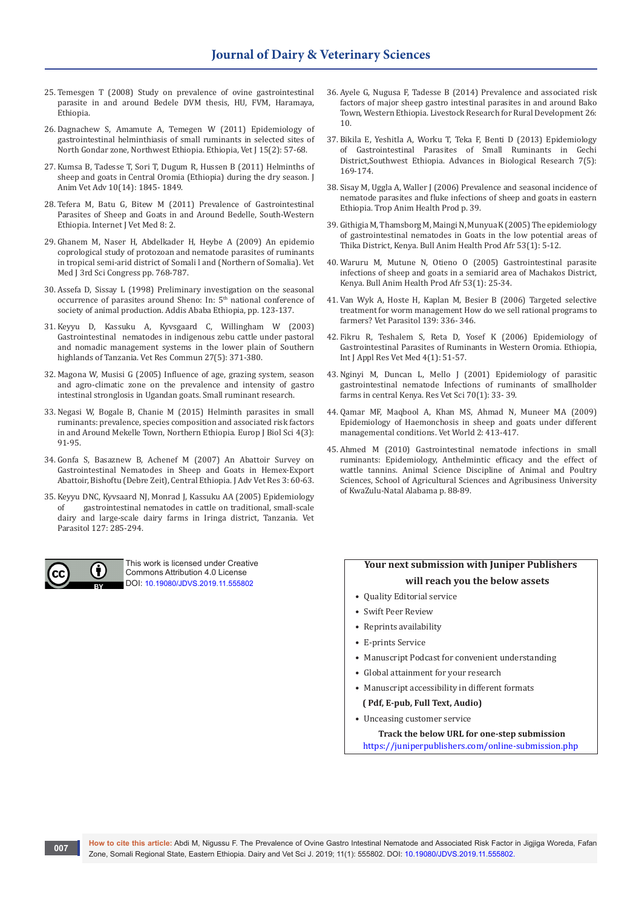25. Temesgen T (2008) Study on prevalence of ovine gastrointestinal parasite in and around Bedele DVM thesis, HU, FVM, Haramaya, Ethiopia.
26. Dagnachew S, Amamute A, Temegen W (2011) Epidemiology of gastrointestinal helminthiasis of small ruminants in selected sites of North Gondar zone, Northwest Ethiopia. Ethiopia, Vet J 15(2): 57-68.
27. Kumsa B, Tadesse T, Sori T, Dugum R, Hussen B (2011) Helminths of sheep and goats in Central Oromia (Ethiopia) during the dry season. J Anim Vet Adv 10(14): 1845- 1849.
28. Tefera M, Batu G, Bitew M (2011) Prevalence of Gastrointestinal Parasites of Sheep and Goats in and Around Bedelle, South-Western Ethiopia. Internet J Vet Med 8: 2.
29. Ghanem M, Naser H, Abdelkader H, Heybe A (2009) An epidemio coprological study of protozoan and nematode parasites of ruminants in tropical semi-arid district of Somali l and (Northern of Somalia). Vet Med J 3rd Sci Congress pp. 768-787.
30. Assefa D, Sissay L (1998) Preliminary investigation on the seasonal occurrence of parasites around Sheno: In: 5th national conference of society of animal production. Addis Ababa Ethiopia, pp. 123-137.
31. Keyyu D, Kassuku A, Kyvsgaard C, Willingham W (2003) Gastrointestinal nematodes in indigenous zebu cattle under pastoral and nomadic management systems in the lower plain of Southern highlands of Tanzania. Vet Res Commun 27(5): 371-380.
32. Magona W, Musisi G (2005) Influence of age, grazing system, season and agro-climatic zone on the prevalence and intensity of gastro intestinal stronglosis in Ugandan goats. Small ruminant research.
33. Negasi W, Bogale B, Chanie M (2015) Helminth parasites in small ruminants: prevalence, species composition and associated risk factors in and Around Mekelle Town, Northern Ethiopia. Europ J Biol Sci 4(3): 91-95.
34. Gonfa S, Basaznew B, Achenef M (2007) An Abattoir Survey on Gastrointestinal Nematodes in Sheep and Goats in Hemex-Export Abattoir, Bishoftu (Debre Zeit), Central Ethiopia. J Adv Vet Res 3: 60-63.
35. Keyyu DNC, Kyvsaard NJ, Monrad J, Kassuku AA (2005) Epidemiology of gastrointestinal nematodes in cattle on traditional, small-scale dairy and large-scale dairy farms in Iringa district, Tanzania. Vet Parasitol 127: 285-294.
36. Ayele G, Nugusa F, Tadesse B (2014) Prevalence and associated risk factors of major sheep gastro intestinal parasites in and around Bako Town, Western Ethiopia. Livestock Research for Rural Development 26: 10.
37. Bikila E, Yeshitla A, Worku T, Teka F, Benti D (2013) Epidemiology of Gastrointestinal Parasites of Small Ruminants in Gechi District,Southwest Ethiopia. Advances in Biological Research 7(5): 169-174.
38. Sisay M, Uggla A, Waller J (2006) Prevalence and seasonal incidence of nematode parasites and fluke infections of sheep and goats in eastern Ethiopia. Trop Anim Health Prod p. 39.
39. Githigia M, Thamsborg M, Maingi N, Munyua K (2005) The epidemiology of gastrointestinal nematodes in Goats in the low potential areas of Thika District, Kenya. Bull Anim Health Prod Afr 53(1): 5-12.
40. Waruru M, Mutune N, Otieno O (2005) Gastrointestinal parasite infections of sheep and goats in a semiarid area of Machakos District, Kenya. Bull Anim Health Prod Afr 53(1): 25-34.
41. Van Wyk A, Hoste H, Kaplan M, Besier B (2006) Targeted selective treatment for worm management How do we sell rational programs to farmers? Vet Parasitol 139: 336- 346.
42. Fikru R, Teshalem S, Reta D, Yosef K (2006) Epidemiology of Gastrointestinal Parasites of Ruminants in Western Oromia. Ethiopia, Int J Appl Res Vet Med 4(1): 51-57.
43. Nginyi M, Duncan L, Mello J (2001) Epidemiology of parasitic gastrointestinal nematode Infections of ruminants of smallholder farms in central Kenya. Res Vet Sci 70(1): 33- 39.
44. Qamar MF, Maqbool A, Khan MS, Ahmad N, Muneer MA (2009) Epidemiology of Haemonchosis in sheep and goats under different managemental conditions. Vet World 2: 413-417.
45. Ahmed M (2010) Gastrointestinal nematode infections in small ruminants: Epidemiology, Anthelmintic efficacy and the effect of wattle tannins. Animal Science Discipline of Animal and Poultry Sciences, School of Agricultural Sciences and Agribusiness University of KwaZulu-Natal Alabama p. 88-89.

This work is licensed under Creative Commons Attribution 4.0 License
DOI: 10.19080/JDVS.2019.11.555802

**Your next submission with Juniper Publishers will reach you the below assets**

- Quality Editorial service
- Swift Peer Review
- Reprints availability
- E-prints Service
- Manuscript Podcast for convenient understanding
- Global attainment for your research
- Manuscript accessibility in different formats
  **( Pdf, E-pub, Full Text, Audio)**
- Unceasing customer service

**Track the below URL for one-step submission**
https://juniperpublishers.com/online-submission.php